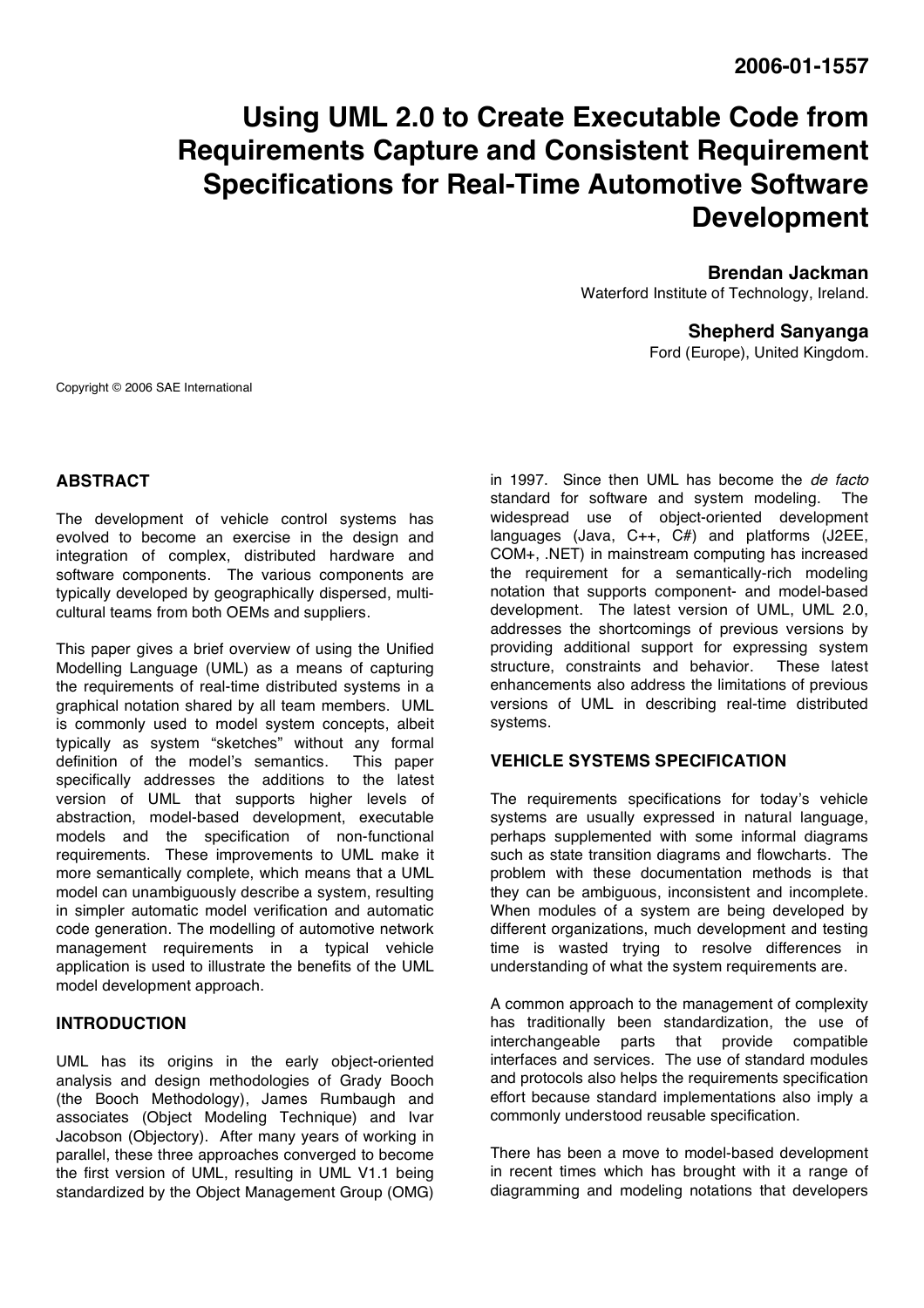2006-01-1557

# Using UML 2.0 to Create Executable Code from Requirements Capture and Consistent Requirement Specifications for Real-Time Automotive Software Development

**Brendan Jackman**
Waterford Institute of Technology, Ireland.

**Shepherd Sanyanga**
Ford (Europe), United Kingdom.

Copyright © 2006 SAE International

## ABSTRACT

The development of vehicle control systems has evolved to become an exercise in the design and integration of complex, distributed hardware and software components. The various components are typically developed by geographically dispersed, multi-cultural teams from both OEMs and suppliers.

This paper gives a brief overview of using the Unified Modelling Language (UML) as a means of capturing the requirements of real-time distributed systems in a graphical notation shared by all team members. UML is commonly used to model system concepts, albeit typically as system "sketches" without any formal definition of the model's semantics. This paper specifically addresses the additions to the latest version of UML that supports higher levels of abstraction, model-based development, executable models and the specification of non-functional requirements. These improvements to UML make it more semantically complete, which means that a UML model can unambiguously describe a system, resulting in simpler automatic model verification and automatic code generation. The modelling of automotive network management requirements in a typical vehicle application is used to illustrate the benefits of the UML model development approach.

## INTRODUCTION

UML has its origins in the early object-oriented analysis and design methodologies of Grady Booch (the Booch Methodology), James Rumbaugh and associates (Object Modeling Technique) and Ivar Jacobson (Objectory). After many years of working in parallel, these three approaches converged to become the first version of UML, resulting in UML V1.1 being standardized by the Object Management Group (OMG) in 1997. Since then UML has become the *de facto* standard for software and system modeling. The widespread use of object-oriented development languages (Java, C++, C#) and platforms (J2EE, COM+, .NET) in mainstream computing has increased the requirement for a semantically-rich modeling notation that supports component- and model-based development. The latest version of UML, UML 2.0, addresses the shortcomings of previous versions by providing additional support for expressing system structure, constraints and behavior. These latest enhancements also address the limitations of previous versions of UML in describing real-time distributed systems.

## VEHICLE SYSTEMS SPECIFICATION

The requirements specifications for today's vehicle systems are usually expressed in natural language, perhaps supplemented with some informal diagrams such as state transition diagrams and flowcharts. The problem with these documentation methods is that they can be ambiguous, inconsistent and incomplete. When modules of a system are being developed by different organizations, much development and testing time is wasted trying to resolve differences in understanding of what the system requirements are.

A common approach to the management of complexity has traditionally been standardization, the use of interchangeable parts that provide compatible interfaces and services. The use of standard modules and protocols also helps the requirements specification effort because standard implementations also imply a commonly understood reusable specification.

There has been a move to model-based development in recent times which has brought with it a range of diagramming and modeling notations that developers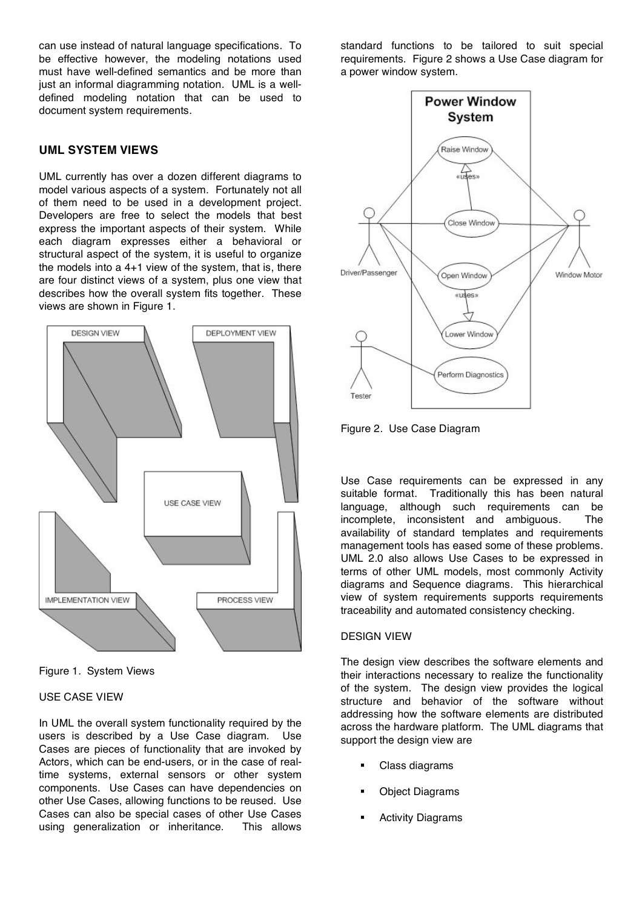can use instead of natural language specifications. To be effective however, the modeling notations used must have well-defined semantics and be more than just an informal diagramming notation. UML is a well-defined modeling notation that can be used to document system requirements.

## UML SYSTEM VIEWS

UML currently has over a dozen different diagrams to model various aspects of a system. Fortunately not all of them need to be used in a development project. Developers are free to select the models that best express the important aspects of their system. While each diagram expresses either a behavioral or structural aspect of the system, it is useful to organize the models into a 4+1 view of the system, that is, there are four distinct views of a system, plus one view that describes how the overall system fits together. These views are shown in Figure 1.

Figure 1. System Views

### USE CASE VIEW

In UML the overall system functionality required by the users is described by a Use Case diagram. Use Cases are pieces of functionality that are invoked by Actors, which can be end-users, or in the case of real-time systems, external sensors or other system components. Use Cases can have dependencies on other Use Cases, allowing functions to be reused. Use Cases can also be special cases of other Use Cases using generalization or inheritance. This allows standard functions to be tailored to suit special requirements. Figure 2 shows a Use Case diagram for a power window system.

Figure 2. Use Case Diagram

Use Case requirements can be expressed in any suitable format. Traditionally this has been natural language, although such requirements can be incomplete, inconsistent and ambiguous. The availability of standard templates and requirements management tools has eased some of these problems. UML 2.0 also allows Use Cases to be expressed in terms of other UML models, most commonly Activity diagrams and Sequence diagrams. This hierarchical view of system requirements supports requirements traceability and automated consistency checking.

### DESIGN VIEW

The design view describes the software elements and their interactions necessary to realize the functionality of the system. The design view provides the logical structure and behavior of the software without addressing how the software elements are distributed across the hardware platform. The UML diagrams that support the design view are

- Class diagrams
- Object Diagrams
- Activity Diagrams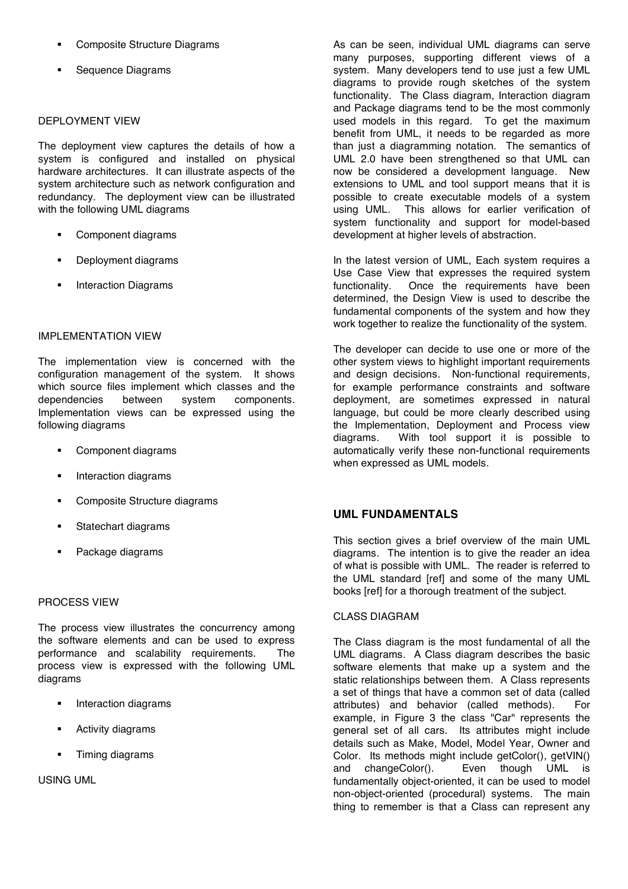- Composite Structure Diagrams
- Sequence Diagrams

DEPLOYMENT VIEW

The deployment view captures the details of how a system is configured and installed on physical hardware architectures. It can illustrate aspects of the system architecture such as network configuration and redundancy. The deployment view can be illustrated with the following UML diagrams

- Component diagrams
- Deployment diagrams
- Interaction Diagrams

IMPLEMENTATION VIEW

The implementation view is concerned with the configuration management of the system. It shows which source files implement which classes and the dependencies between system components. Implementation views can be expressed using the following diagrams

- Component diagrams
- Interaction diagrams
- Composite Structure diagrams
- Statechart diagrams
- Package diagrams

PROCESS VIEW

The process view illustrates the concurrency among the software elements and can be used to express performance and scalability requirements. The process view is expressed with the following UML diagrams

- Interaction diagrams
- Activity diagrams
- Timing diagrams

USING UML

As can be seen, individual UML diagrams can serve many purposes, supporting different views of a system. Many developers tend to use just a few UML diagrams to provide rough sketches of the system functionality. The Class diagram, Interaction diagram and Package diagrams tend to be the most commonly used models in this regard. To get the maximum benefit from UML, it needs to be regarded as more than just a diagramming notation. The semantics of UML 2.0 have been strengthened so that UML can now be considered a development language. New extensions to UML and tool support means that it is possible to create executable models of a system using UML. This allows for earlier verification of system functionality and support for model-based development at higher levels of abstraction.

In the latest version of UML, Each system requires a Use Case View that expresses the required system functionality. Once the requirements have been determined, the Design View is used to describe the fundamental components of the system and how they work together to realize the functionality of the system.

The developer can decide to use one or more of the other system views to highlight important requirements and design decisions. Non-functional requirements, for example performance constraints and software deployment, are sometimes expressed in natural language, but could be more clearly described using the Implementation, Deployment and Process view diagrams. With tool support it is possible to automatically verify these non-functional requirements when expressed as UML models.

## UML FUNDAMENTALS

This section gives a brief overview of the main UML diagrams. The intention is to give the reader an idea of what is possible with UML. The reader is referred to the UML standard [ref] and some of the many UML books [ref] for a thorough treatment of the subject.

CLASS DIAGRAM

The Class diagram is the most fundamental of all the UML diagrams. A Class diagram describes the basic software elements that make up a system and the static relationships between them. A Class represents a set of things that have a common set of data (called attributes) and behavior (called methods). For example, in Figure 3 the class "Car" represents the general set of all cars. Its attributes might include details such as Make, Model, Model Year, Owner and Color. Its methods might include getColor(), getVIN() and changeColor(). Even though UML is fundamentally object-oriented, it can be used to model non-object-oriented (procedural) systems. The main thing to remember is that a Class can represent any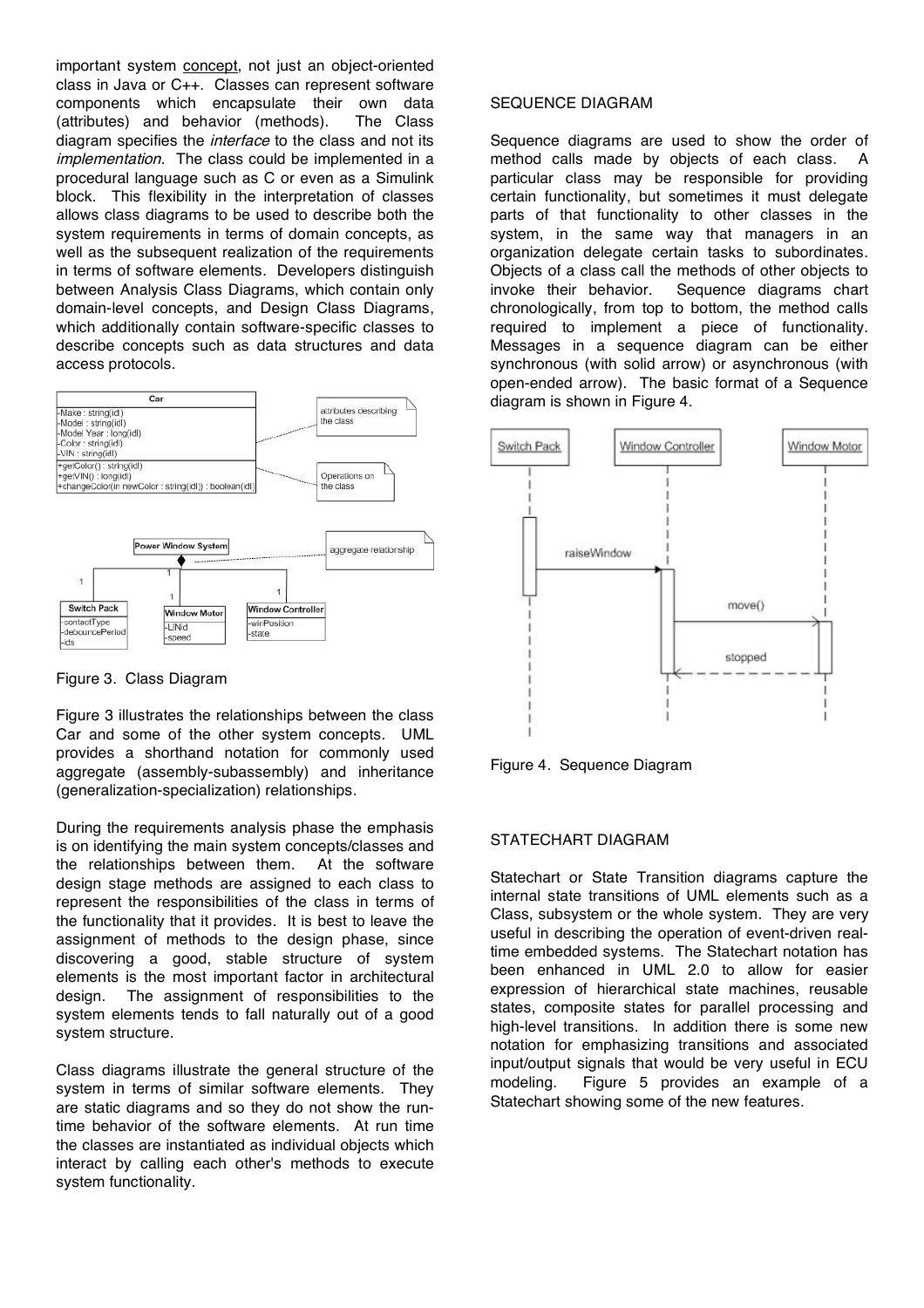important system concept, not just an object-oriented class in Java or C++. Classes can represent software components which encapsulate their own data (attributes) and behavior (methods). The Class diagram specifies the *interface* to the class and not its *implementation*. The class could be implemented in a procedural language such as C or even as a Simulink block. This flexibility in the interpretation of classes allows class diagrams to be used to describe both the system requirements in terms of domain concepts, as well as the subsequent realization of the requirements in terms of software elements. Developers distinguish between Analysis Class Diagrams, which contain only domain-level concepts, and Design Class Diagrams, which additionally contain software-specific classes to describe concepts such as data structures and data access protocols.

Car
-Make : string(idl)
-Model : string(idl)
-Model Year : long(idl)
-Color : string(idl)
-VIN : string(idl)
+getColor() : string(idl)
+getVIN() : long(idl)
+changeColor(in newColor : string(idl)) : boolean(idl)

attributes describing the class

Operations on the class

Power Window System

aggregate relationship

1
1
1
1

Switch Pack
-contactType
-debouncePeriod
-ids

Window Motor
-LINid
-speed

Window Controller
-winPosition
-state

Figure 3. Class Diagram

Figure 3 illustrates the relationships between the class Car and some of the other system concepts. UML provides a shorthand notation for commonly used aggregate (assembly-subassembly) and inheritance (generalization-specialization) relationships.

During the requirements analysis phase the emphasis is on identifying the main system concepts/classes and the relationships between them. At the software design stage methods are assigned to each class to represent the responsibilities of the class in terms of the functionality that it provides. It is best to leave the assignment of methods to the design phase, since discovering a good, stable structure of system elements is the most important factor in architectural design. The assignment of responsibilities to the system elements tends to fall naturally out of a good system structure.

Class diagrams illustrate the general structure of the system in terms of similar software elements. They are static diagrams and so they do not show the run-time behavior of the software elements. At run time the classes are instantiated as individual objects which interact by calling each other's methods to execute system functionality.

## SEQUENCE DIAGRAM

Sequence diagrams are used to show the order of method calls made by objects of each class. A particular class may be responsible for providing certain functionality, but sometimes it must delegate parts of that functionality to other classes in the system, in the same way that managers in an organization delegate certain tasks to subordinates. Objects of a class call the methods of other objects to invoke their behavior. Sequence diagrams chart chronologically, from top to bottom, the method calls required to implement a piece of functionality. Messages in a sequence diagram can be either synchronous (with solid arrow) or asynchronous (with open-ended arrow). The basic format of a Sequence diagram is shown in Figure 4.

Switch Pack

Window Controller

Window Motor

raiseWindow

move()

stopped

Figure 4. Sequence Diagram

## STATECHART DIAGRAM

Statechart or State Transition diagrams capture the internal state transitions of UML elements such as a Class, subsystem or the whole system. They are very useful in describing the operation of event-driven real-time embedded systems. The Statechart notation has been enhanced in UML 2.0 to allow for easier expression of hierarchical state machines, reusable states, composite states for parallel processing and high-level transitions. In addition there is some new notation for emphasizing transitions and associated input/output signals that would be very useful in ECU modeling. Figure 5 provides an example of a Statechart showing some of the new features.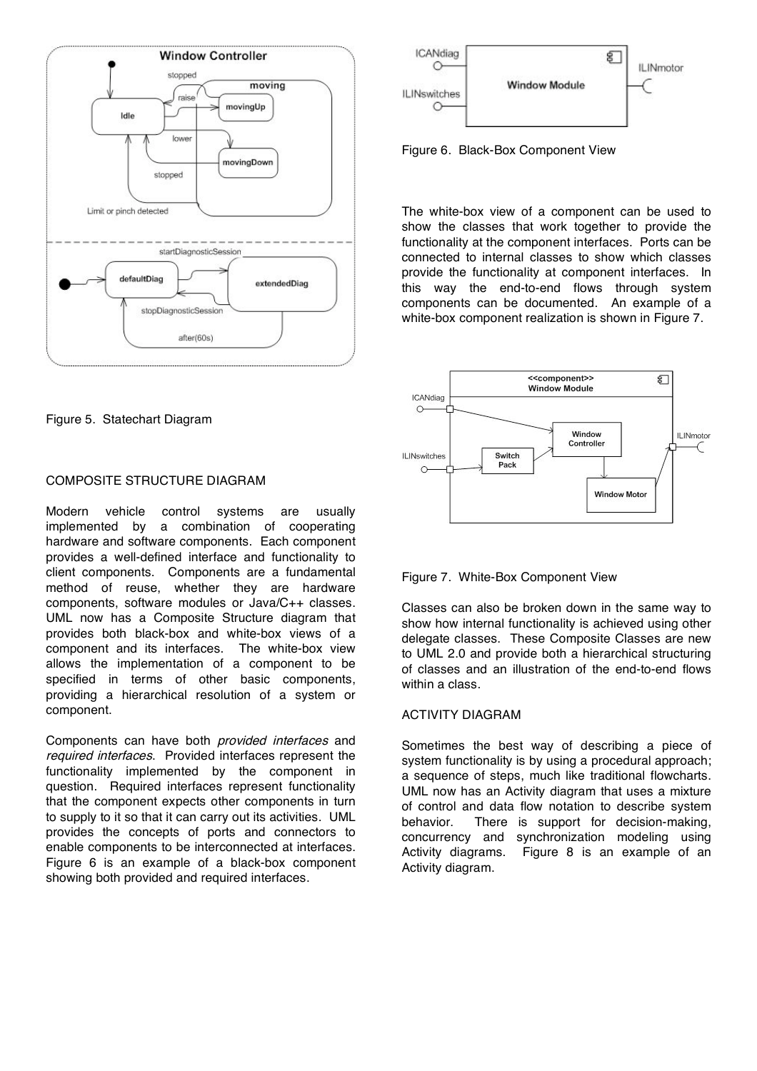Figure 5. Statechart Diagram

## COMPOSITE STRUCTURE DIAGRAM

Modern vehicle control systems are usually implemented by a combination of cooperating hardware and software components. Each component provides a well-defined interface and functionality to client components. Components are a fundamental method of reuse, whether they are hardware components, software modules or Java/C++ classes. UML now has a Composite Structure diagram that provides both black-box and white-box views of a component and its interfaces. The white-box view allows the implementation of a component to be specified in terms of other basic components, providing a hierarchical resolution of a system or component.

Components can have both *provided interfaces* and *required interfaces*. Provided interfaces represent the functionality implemented by the component in question. Required interfaces represent functionality that the component expects other components in turn to supply to it so that it can carry out its activities. UML provides the concepts of ports and connectors to enable components to be interconnected at interfaces. Figure 6 is an example of a black-box component showing both provided and required interfaces.

Figure 6. Black-Box Component View

The white-box view of a component can be used to show the classes that work together to provide the functionality at the component interfaces. Ports can be connected to internal classes to show which classes provide the functionality at component interfaces. In this way the end-to-end flows through system components can be documented. An example of a white-box component realization is shown in Figure 7.

Figure 7. White-Box Component View

Classes can also be broken down in the same way to show how internal functionality is achieved using other delegate classes. These Composite Classes are new to UML 2.0 and provide both a hierarchical structuring of classes and an illustration of the end-to-end flows within a class.

## ACTIVITY DIAGRAM

Sometimes the best way of describing a piece of system functionality is by using a procedural approach; a sequence of steps, much like traditional flowcharts. UML now has an Activity diagram that uses a mixture of control and data flow notation to describe system behavior. There is support for decision-making, concurrency and synchronization modeling using Activity diagrams. Figure 8 is an example of an Activity diagram.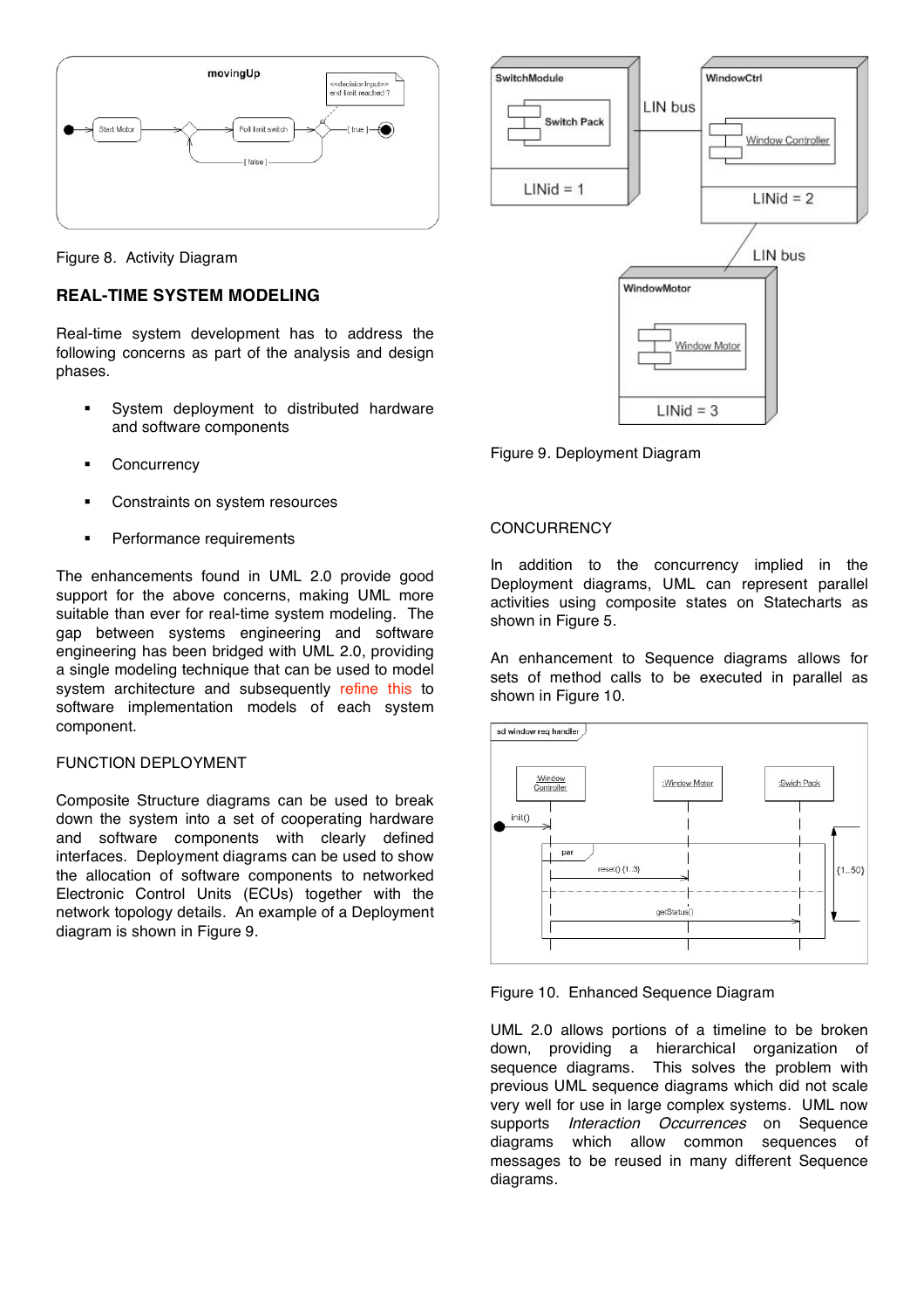Figure 8. Activity Diagram

## REAL-TIME SYSTEM MODELING

Real-time system development has to address the following concerns as part of the analysis and design phases.

- System deployment to distributed hardware and software components
- Concurrency
- Constraints on system resources
- Performance requirements

The enhancements found in UML 2.0 provide good support for the above concerns, making UML more suitable than ever for real-time system modeling. The gap between systems engineering and software engineering has been bridged with UML 2.0, providing a single modeling technique that can be used to model system architecture and subsequently refine this to software implementation models of each system component.

### FUNCTION DEPLOYMENT

Composite Structure diagrams can be used to break down the system into a set of cooperating hardware and software components with clearly defined interfaces. Deployment diagrams can be used to show the allocation of software components to networked Electronic Control Units (ECUs) together with the network topology details. An example of a Deployment diagram is shown in Figure 9.

Figure 9. Deployment Diagram

### CONCURRENCY

In addition to the concurrency implied in the Deployment diagrams, UML can represent parallel activities using composite states on Statecharts as shown in Figure 5.

An enhancement to Sequence diagrams allows for sets of method calls to be executed in parallel as shown in Figure 10.

Figure 10. Enhanced Sequence Diagram

UML 2.0 allows portions of a timeline to be broken down, providing a hierarchical organization of sequence diagrams. This solves the problem with previous UML sequence diagrams which did not scale very well for use in large complex systems. UML now supports *Interaction Occurrences* on Sequence diagrams which allow common sequences of messages to be reused in many different Sequence diagrams.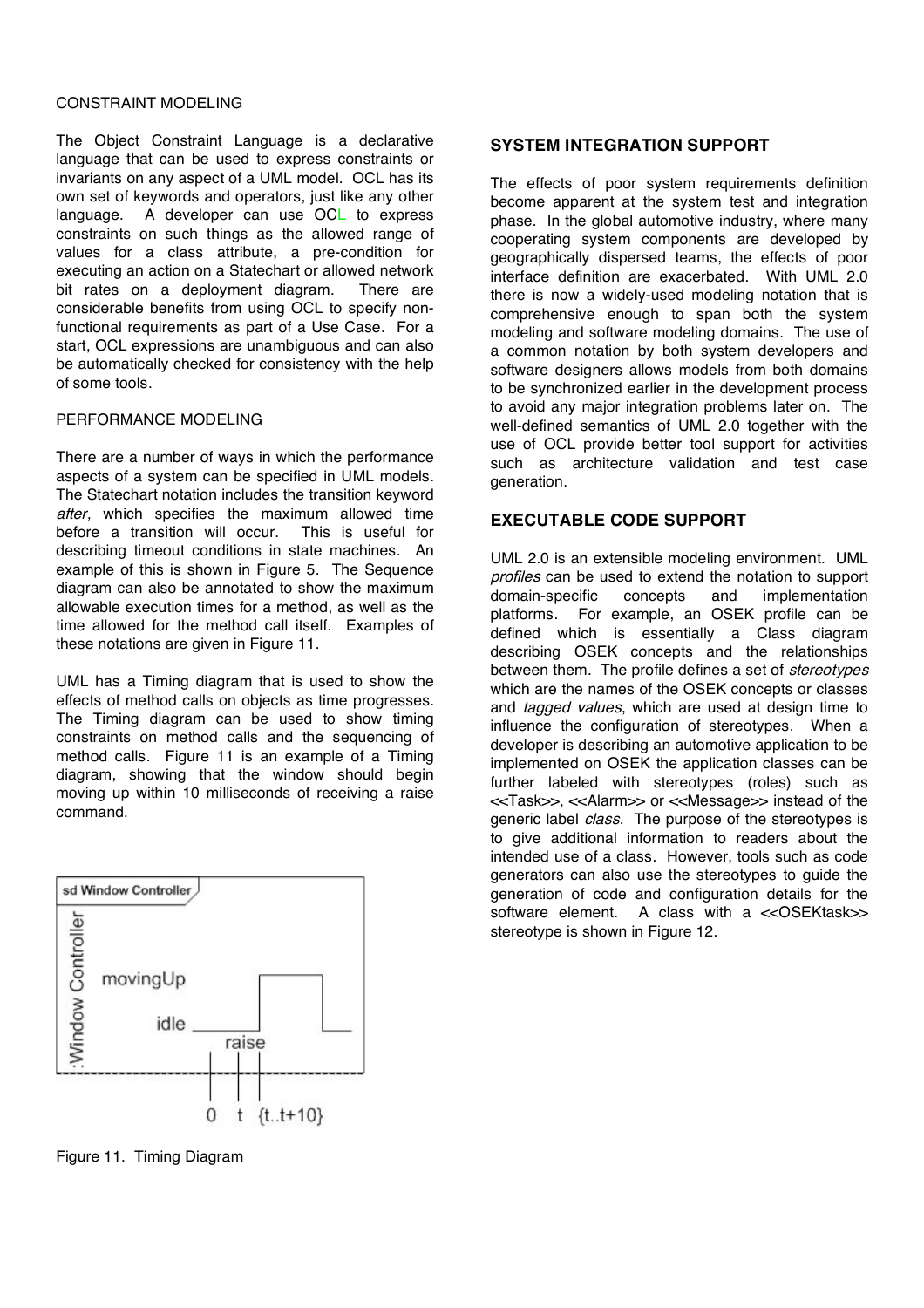CONSTRAINT MODELING

The Object Constraint Language is a declarative language that can be used to express constraints or invariants on any aspect of a UML model. OCL has its own set of keywords and operators, just like any other language. A developer can use OCL to express constraints on such things as the allowed range of values for a class attribute, a pre-condition for executing an action on a Statechart or allowed network bit rates on a deployment diagram. There are considerable benefits from using OCL to specify non-functional requirements as part of a Use Case. For a start, OCL expressions are unambiguous and can also be automatically checked for consistency with the help of some tools.

PERFORMANCE MODELING

There are a number of ways in which the performance aspects of a system can be specified in UML models. The Statechart notation includes the transition keyword *after,* which specifies the maximum allowed time before a transition will occur. This is useful for describing timeout conditions in state machines. An example of this is shown in Figure 5. The Sequence diagram can also be annotated to show the maximum allowable execution times for a method, as well as the time allowed for the method call itself. Examples of these notations are given in Figure 11.

UML has a Timing diagram that is used to show the effects of method calls on objects as time progresses. The Timing diagram can be used to show timing constraints on method calls and the sequencing of method calls. Figure 11 is an example of a Timing diagram, showing that the window should begin moving up within 10 milliseconds of receiving a raise command.

Figure 11. Timing Diagram

## SYSTEM INTEGRATION SUPPORT

The effects of poor system requirements definition become apparent at the system test and integration phase. In the global automotive industry, where many cooperating system components are developed by geographically dispersed teams, the effects of poor interface definition are exacerbated. With UML 2.0 there is now a widely-used modeling notation that is comprehensive enough to span both the system modeling and software modeling domains. The use of a common notation by both system developers and software designers allows models from both domains to be synchronized earlier in the development process to avoid any major integration problems later on. The well-defined semantics of UML 2.0 together with the use of OCL provide better tool support for activities such as architecture validation and test case generation.

## EXECUTABLE CODE SUPPORT

UML 2.0 is an extensible modeling environment. UML *profiles* can be used to extend the notation to support domain-specific concepts and implementation platforms. For example, an OSEK profile can be defined which is essentially a Class diagram describing OSEK concepts and the relationships between them. The profile defines a set of *stereotypes* which are the names of the OSEK concepts or classes and *tagged values*, which are used at design time to influence the configuration of stereotypes. When a developer is describing an automotive application to be implemented on OSEK the application classes can be further labeled with stereotypes (roles) such as <<Task>>, <<Alarm>> or <<Message>> instead of the generic label *class*. The purpose of the stereotypes is to give additional information to readers about the intended use of a class. However, tools such as code generators can also use the stereotypes to guide the generation of code and configuration details for the software element. A class with a <<OSEKtask>> stereotype is shown in Figure 12.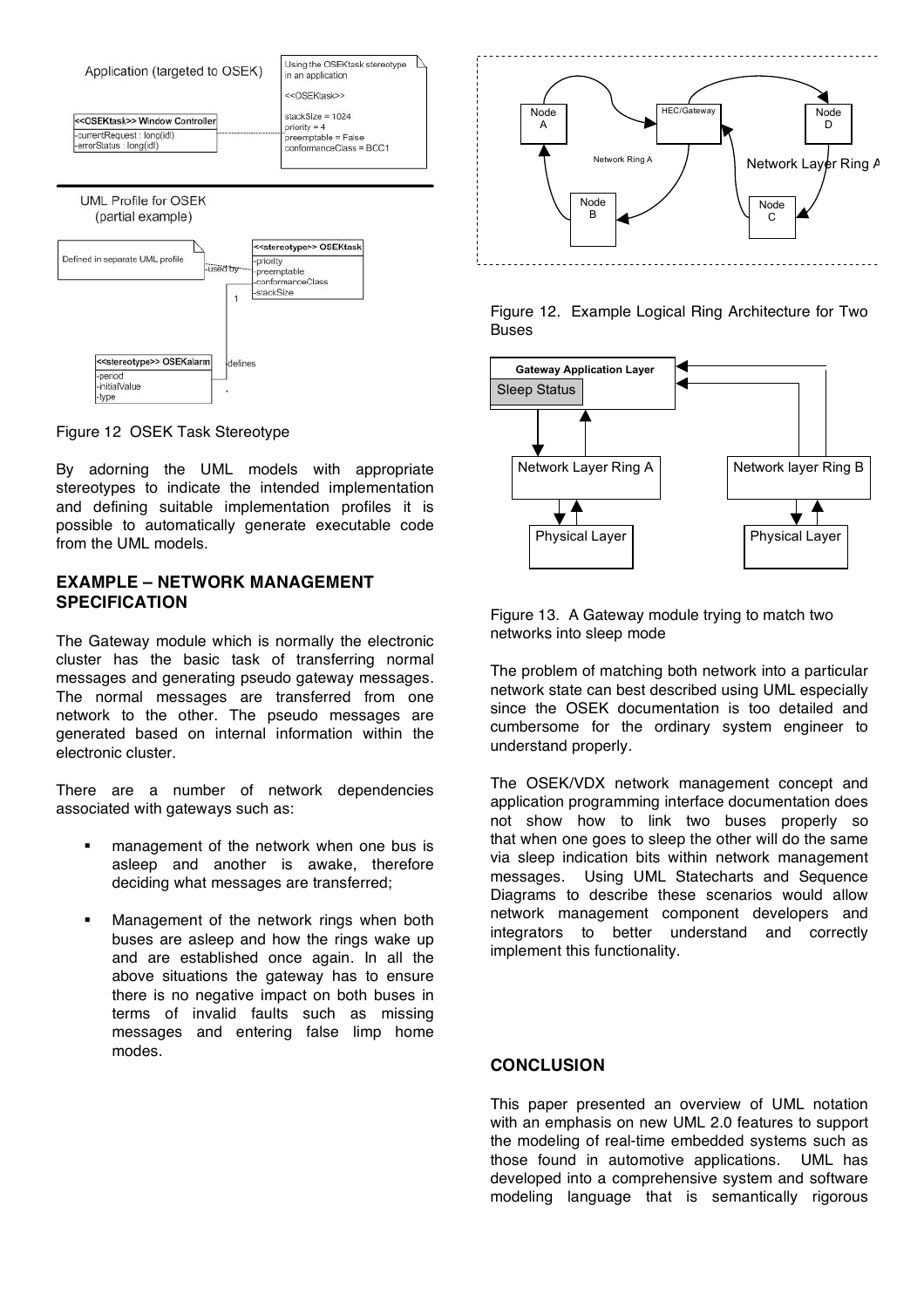Figure 12 OSEK Task Stereotype

By adorning the UML models with appropriate stereotypes to indicate the intended implementation and defining suitable implementation profiles it is possible to automatically generate executable code from the UML models.

## EXAMPLE – NETWORK MANAGEMENT SPECIFICATION

The Gateway module which is normally the electronic cluster has the basic task of transferring normal messages and generating pseudo gateway messages. The normal messages are transferred from one network to the other. The pseudo messages are generated based on internal information within the electronic cluster.

There are a number of network dependencies associated with gateways such as:

- management of the network when one bus is asleep and another is awake, therefore deciding what messages are transferred;
- Management of the network rings when both buses are asleep and how the rings wake up and are established once again. In all the above situations the gateway has to ensure there is no negative impact on both buses in terms of invalid faults such as missing messages and entering false limp home modes.

Figure 12. Example Logical Ring Architecture for Two Buses

Figure 13. A Gateway module trying to match two networks into sleep mode

The problem of matching both network into a particular network state can best described using UML especially since the OSEK documentation is too detailed and cumbersome for the ordinary system engineer to understand properly.

The OSEK/VDX network management concept and application programming interface documentation does not show how to link two buses properly so that when one goes to sleep the other will do the same via sleep indication bits within network management messages. Using UML Statecharts and Sequence Diagrams to describe these scenarios would allow network management component developers and integrators to better understand and correctly implement this functionality.

## CONCLUSION

This paper presented an overview of UML notation with an emphasis on new UML 2.0 features to support the modeling of real-time embedded systems such as those found in automotive applications. UML has developed into a comprehensive system and software modeling language that is semantically rigorous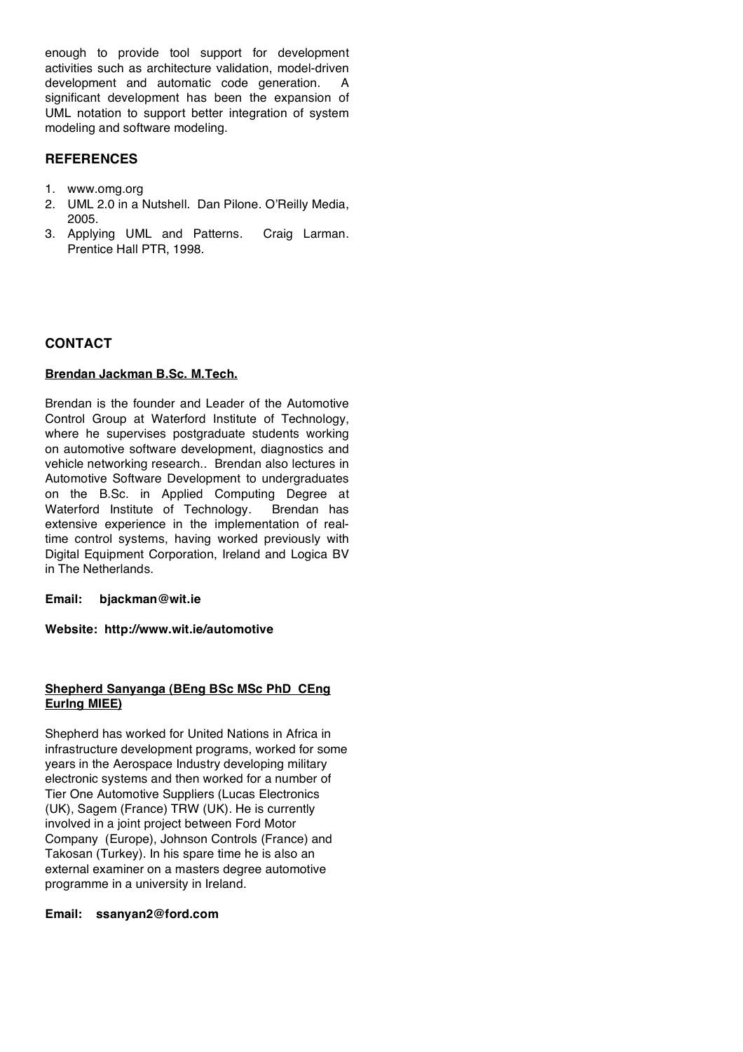enough to provide tool support for development activities such as architecture validation, model-driven development and automatic code generation. A significant development has been the expansion of UML notation to support better integration of system modeling and software modeling.

## REFERENCES

1. www.omg.org
2. UML 2.0 in a Nutshell. Dan Pilone. O'Reilly Media, 2005.
3. Applying UML and Patterns. Craig Larman. Prentice Hall PTR, 1998.

## CONTACT

**Brendan Jackman B.Sc. M.Tech.**

Brendan is the founder and Leader of the Automotive Control Group at Waterford Institute of Technology, where he supervises postgraduate students working on automotive software development, diagnostics and vehicle networking research.. Brendan also lectures in Automotive Software Development to undergraduates on the B.Sc. in Applied Computing Degree at Waterford Institute of Technology. Brendan has extensive experience in the implementation of real-time control systems, having worked previously with Digital Equipment Corporation, Ireland and Logica BV in The Netherlands.

**Email: bjackman@wit.ie**

**Website: http://www.wit.ie/automotive**

**Shepherd Sanyanga (BEng BSc MSc PhD CEng EurIng MIEE)**

Shepherd has worked for United Nations in Africa in infrastructure development programs, worked for some years in the Aerospace Industry developing military electronic systems and then worked for a number of Tier One Automotive Suppliers (Lucas Electronics (UK), Sagem (France) TRW (UK). He is currently involved in a joint project between Ford Motor Company (Europe), Johnson Controls (France) and Takosan (Turkey). In his spare time he is also an external examiner on a masters degree automotive programme in a university in Ireland.

**Email: ssanyan2@ford.com**